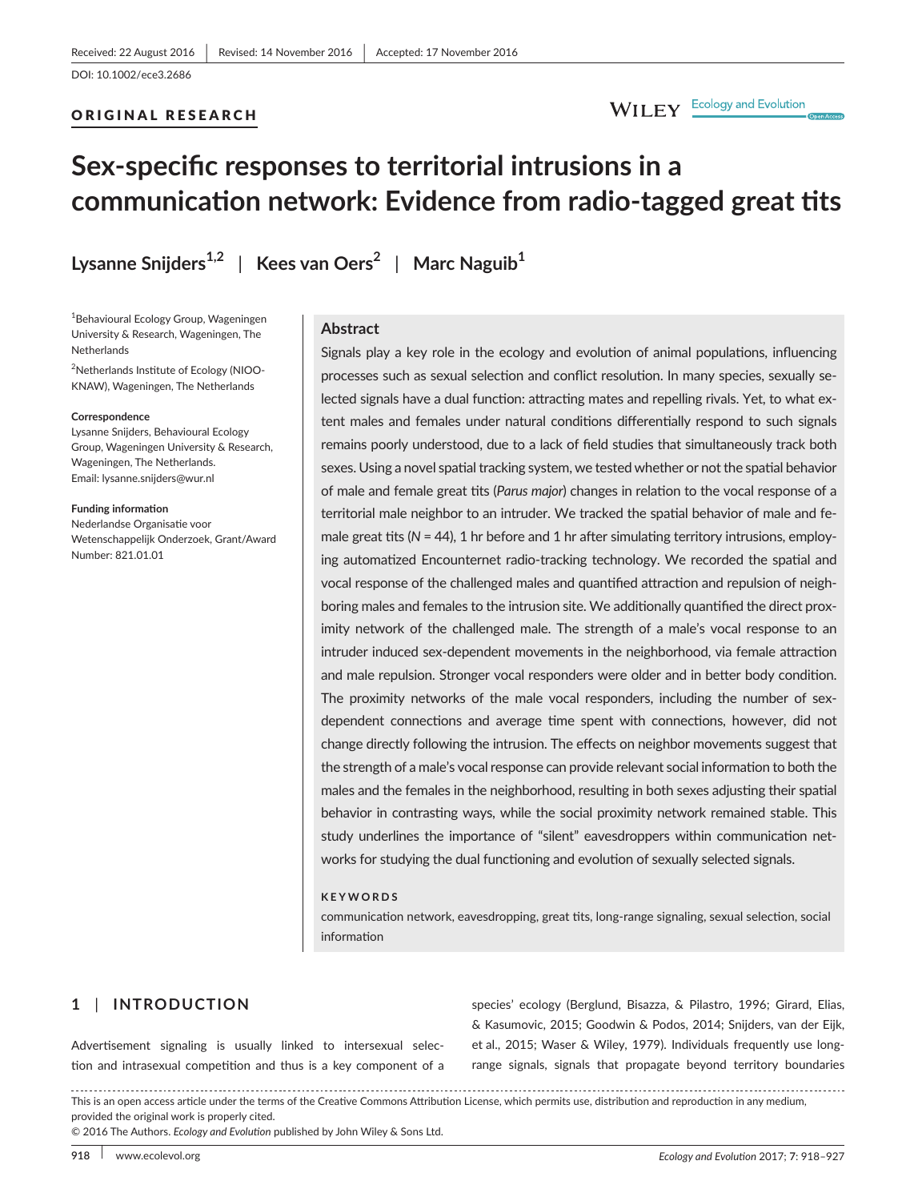Received: 22 August 2016 | Revised: 14 November 2016 | Accepted: 17 November 2016

DOI: 10.1002/ece3.2686

ORIGINAL RESEARCH

# Sex-specific responses to territorial intrusions in a communication network: Evidence from radio-tagged great tits

Lysanne Snijders[1,2] | Kees van Oers[2] | Marc Naguib[1]

[1]Behavioural Ecology Group, Wageningen University & Research, Wageningen, The Netherlands

[2]Netherlands Institute of Ecology (NIOO-KNAW), Wageningen, The Netherlands

**Correspondence**
Lysanne Snijders, Behavioural Ecology Group, Wageningen University & Research, Wageningen, The Netherlands.
Email: lysanne.snijders@wur.nl

**Funding information**
Nederlandse Organisatie voor Wetenschappelijk Onderzoek, Grant/Award Number: 821.01.01

## Abstract

Signals play a key role in the ecology and evolution of animal populations, influencing processes such as sexual selection and conflict resolution. In many species, sexually selected signals have a dual function: attracting mates and repelling rivals. Yet, to what extent males and females under natural conditions differentially respond to such signals remains poorly understood, due to a lack of field studies that simultaneously track both sexes. Using a novel spatial tracking system, we tested whether or not the spatial behavior of male and female great tits (*Parus major*) changes in relation to the vocal response of a territorial male neighbor to an intruder. We tracked the spatial behavior of male and female great tits (*N* = 44), 1 hr before and 1 hr after simulating territory intrusions, employing automatized Encounternet radio-tracking technology. We recorded the spatial and vocal response of the challenged males and quantified attraction and repulsion of neighboring males and females to the intrusion site. We additionally quantified the direct proximity network of the challenged male. The strength of a male's vocal response to an intruder induced sex-dependent movements in the neighborhood, via female attraction and male repulsion. Stronger vocal responders were older and in better body condition. The proximity networks of the male vocal responders, including the number of sex-dependent connections and average time spent with connections, however, did not change directly following the intrusion. The effects on neighbor movements suggest that the strength of a male's vocal response can provide relevant social information to both the males and the females in the neighborhood, resulting in both sexes adjusting their spatial behavior in contrasting ways, while the social proximity network remained stable. This study underlines the importance of "silent" eavesdroppers within communication networks for studying the dual functioning and evolution of sexually selected signals.

**KEYWORDS**

communication network, eavesdropping, great tits, long-range signaling, sexual selection, social information

## 1 | INTRODUCTION

Advertisement signaling is usually linked to intersexual selection and intrasexual competition and thus is a key component of a species' ecology (Berglund, Bisazza, & Pilastro, 1996; Girard, Elias, & Kasumovic, 2015; Goodwin & Podos, 2014; Snijders, van der Eijk, et al., 2015; Waser & Wiley, 1979). Individuals frequently use long-range signals, signals that propagate beyond territory boundaries

This is an open access article under the terms of the Creative Commons Attribution License, which permits use, distribution and reproduction in any medium, provided the original work is properly cited.
© 2016 The Authors. *Ecology and Evolution* published by John Wiley & Sons Ltd.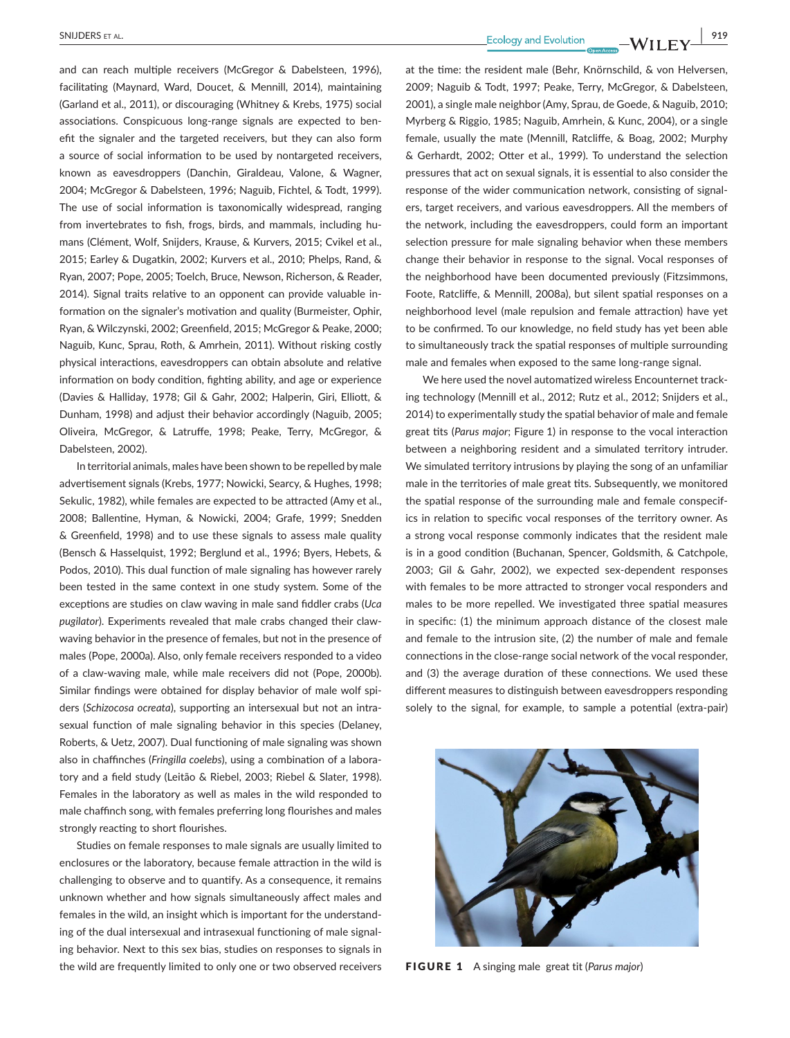and can reach multiple receivers (McGregor & Dabelsteen, 1996), facilitating (Maynard, Ward, Doucet, & Mennill, 2014), maintaining (Garland et al., 2011), or discouraging (Whitney & Krebs, 1975) social associations. Conspicuous long-range signals are expected to benefit the signaler and the targeted receivers, but they can also form a source of social information to be used by nontargeted receivers, known as eavesdroppers (Danchin, Giraldeau, Valone, & Wagner, 2004; McGregor & Dabelsteen, 1996; Naguib, Fichtel, & Todt, 1999). The use of social information is taxonomically widespread, ranging from invertebrates to fish, frogs, birds, and mammals, including humans (Clément, Wolf, Snijders, Krause, & Kurvers, 2015; Cvikel et al., 2015; Earley & Dugatkin, 2002; Kurvers et al., 2010; Phelps, Rand, & Ryan, 2007; Pope, 2005; Toelch, Bruce, Newson, Richerson, & Reader, 2014). Signal traits relative to an opponent can provide valuable information on the signaler's motivation and quality (Burmeister, Ophir, Ryan, & Wilczynski, 2002; Greenfield, 2015; McGregor & Peake, 2000; Naguib, Kunc, Sprau, Roth, & Amrhein, 2011). Without risking costly physical interactions, eavesdroppers can obtain absolute and relative information on body condition, fighting ability, and age or experience (Davies & Halliday, 1978; Gil & Gahr, 2002; Halperin, Giri, Elliott, & Dunham, 1998) and adjust their behavior accordingly (Naguib, 2005; Oliveira, McGregor, & Latruffe, 1998; Peake, Terry, McGregor, & Dabelsteen, 2002).

In territorial animals, males have been shown to be repelled by male advertisement signals (Krebs, 1977; Nowicki, Searcy, & Hughes, 1998; Sekulic, 1982), while females are expected to be attracted (Amy et al., 2008; Ballentine, Hyman, & Nowicki, 2004; Grafe, 1999; Snedden & Greenfield, 1998) and to use these signals to assess male quality (Bensch & Hasselquist, 1992; Berglund et al., 1996; Byers, Hebets, & Podos, 2010). This dual function of male signaling has however rarely been tested in the same context in one study system. Some of the exceptions are studies on claw waving in male sand fiddler crabs (*Uca pugilator*). Experiments revealed that male crabs changed their claw-waving behavior in the presence of females, but not in the presence of males (Pope, 2000a). Also, only female receivers responded to a video of a claw-waving male, while male receivers did not (Pope, 2000b). Similar findings were obtained for display behavior of male wolf spiders (*Schizocosa ocreata*), supporting an intersexual but not an intrasexual function of male signaling behavior in this species (Delaney, Roberts, & Uetz, 2007). Dual functioning of male signaling was shown also in chaffinches (*Fringilla coelebs*), using a combination of a laboratory and a field study (Leitão & Riebel, 2003; Riebel & Slater, 1998). Females in the laboratory as well as males in the wild responded to male chaffinch song, with females preferring long flourishes and males strongly reacting to short flourishes.

Studies on female responses to male signals are usually limited to enclosures or the laboratory, because female attraction in the wild is challenging to observe and to quantify. As a consequence, it remains unknown whether and how signals simultaneously affect males and females in the wild, an insight which is important for the understanding of the dual intersexual and intrasexual functioning of male signaling behavior. Next to this sex bias, studies on responses to signals in the wild are frequently limited to only one or two observed receivers at the time: the resident male (Behr, Knörnschild, & von Helversen, 2009; Naguib & Todt, 1997; Peake, Terry, McGregor, & Dabelsteen, 2001), a single male neighbor (Amy, Sprau, de Goede, & Naguib, 2010; Myrberg & Riggio, 1985; Naguib, Amrhein, & Kunc, 2004), or a single female, usually the mate (Mennill, Ratcliffe, & Boag, 2002; Murphy & Gerhardt, 2002; Otter et al., 1999). To understand the selection pressures that act on sexual signals, it is essential to also consider the response of the wider communication network, consisting of signalers, target receivers, and various eavesdroppers. All the members of the network, including the eavesdroppers, could form an important selection pressure for male signaling behavior when these members change their behavior in response to the signal. Vocal responses of the neighborhood have been documented previously (Fitzsimmons, Foote, Ratcliffe, & Mennill, 2008a), but silent spatial responses on a neighborhood level (male repulsion and female attraction) have yet to be confirmed. To our knowledge, no field study has yet been able to simultaneously track the spatial responses of multiple surrounding male and females when exposed to the same long-range signal.

We here used the novel automatized wireless Encounternet tracking technology (Mennill et al., 2012; Rutz et al., 2012; Snijders et al., 2014) to experimentally study the spatial behavior of male and female great tits (*Parus major*; Figure 1) in response to the vocal interaction between a neighboring resident and a simulated territory intruder. We simulated territory intrusions by playing the song of an unfamiliar male in the territories of male great tits. Subsequently, we monitored the spatial response of the surrounding male and female conspecifics in relation to specific vocal responses of the territory owner. As a strong vocal response commonly indicates that the resident male is in a good condition (Buchanan, Spencer, Goldsmith, & Catchpole, 2003; Gil & Gahr, 2002), we expected sex-dependent responses with females to be more attracted to stronger vocal responders and males to be more repelled. We investigated three spatial measures in specific: (1) the minimum approach distance of the closest male and female to the intrusion site, (2) the number of male and female connections in the close-range social network of the vocal responder, and (3) the average duration of these connections. We used these different measures to distinguish between eavesdroppers responding solely to the signal, for example, to sample a potential (extra-pair)

**FIGURE 1** A singing male great tit (*Parus major*)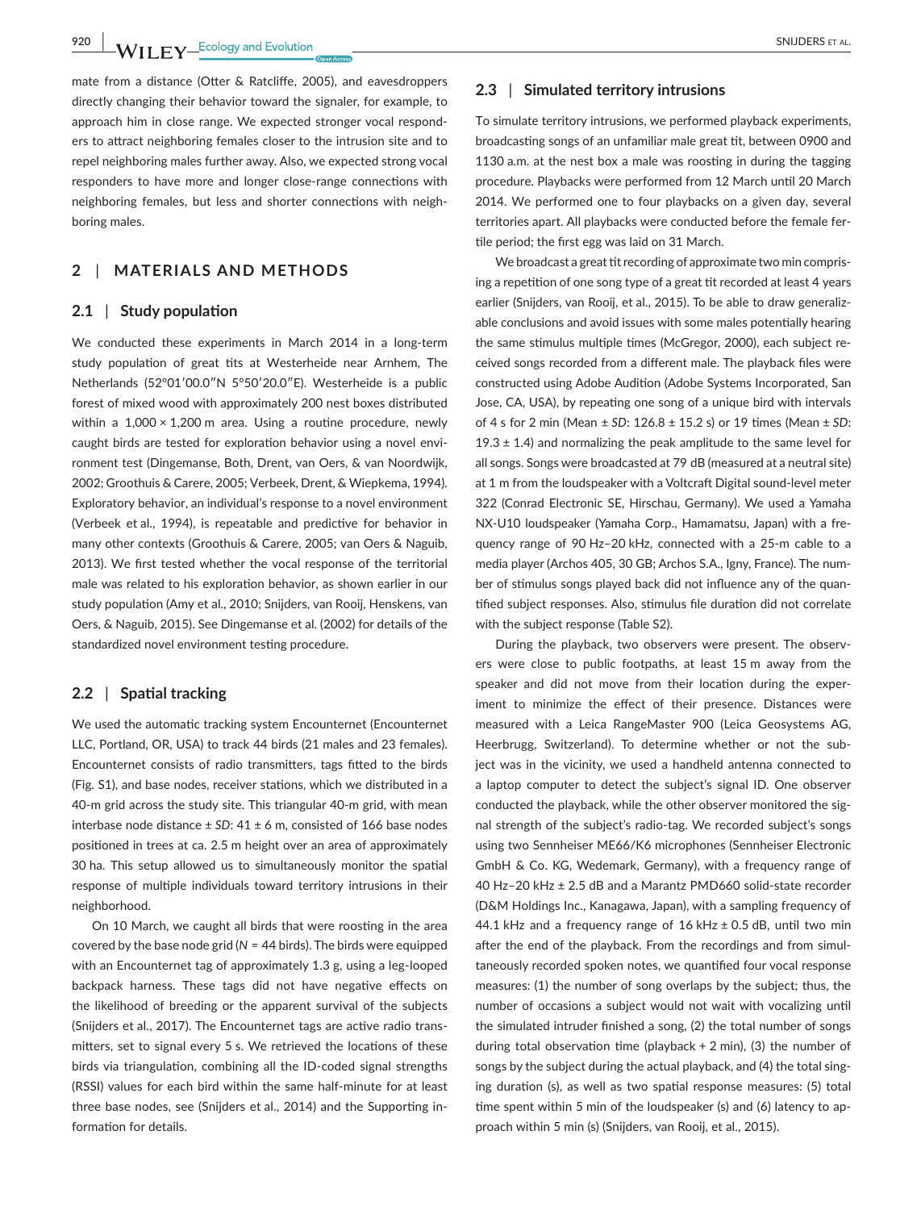mate from a distance (Otter & Ratcliffe, 2005), and eavesdroppers directly changing their behavior toward the signaler, for example, to approach him in close range. We expected stronger vocal responders to attract neighboring females closer to the intrusion site and to repel neighboring males further away. Also, we expected strong vocal responders to have more and longer close-range connections with neighboring females, but less and shorter connections with neighboring males.

## 2 | MATERIALS AND METHODS

### 2.1 | Study population

We conducted these experiments in March 2014 in a long-term study population of great tits at Westerheide near Arnhem, The Netherlands (52°01′00.0″N 5°50′20.0″E). Westerheide is a public forest of mixed wood with approximately 200 nest boxes distributed within a 1,000 × 1,200 m area. Using a routine procedure, newly caught birds are tested for exploration behavior using a novel environment test (Dingemanse, Both, Drent, van Oers, & van Noordwijk, 2002; Groothuis & Carere, 2005; Verbeek, Drent, & Wiepkema, 1994). Exploratory behavior, an individual's response to a novel environment (Verbeek et al., 1994), is repeatable and predictive for behavior in many other contexts (Groothuis & Carere, 2005; van Oers & Naguib, 2013). We first tested whether the vocal response of the territorial male was related to his exploration behavior, as shown earlier in our study population (Amy et al., 2010; Snijders, van Rooij, Henskens, van Oers, & Naguib, 2015). See Dingemanse et al. (2002) for details of the standardized novel environment testing procedure.

### 2.2 | Spatial tracking

We used the automatic tracking system Encounternet (Encounternet LLC, Portland, OR, USA) to track 44 birds (21 males and 23 females). Encounternet consists of radio transmitters, tags fitted to the birds (Fig. S1), and base nodes, receiver stations, which we distributed in a 40-m grid across the study site. This triangular 40-m grid, with mean interbase node distance ± *SD*: 41 ± 6 m, consisted of 166 base nodes positioned in trees at ca. 2.5 m height over an area of approximately 30 ha. This setup allowed us to simultaneously monitor the spatial response of multiple individuals toward territory intrusions in their neighborhood.

On 10 March, we caught all birds that were roosting in the area covered by the base node grid ($N$ = 44 birds). The birds were equipped with an Encounternet tag of approximately 1.3 g, using a leg-looped backpack harness. These tags did not have negative effects on the likelihood of breeding or the apparent survival of the subjects (Snijders et al., 2017). The Encounternet tags are active radio transmitters, set to signal every 5 s. We retrieved the locations of these birds via triangulation, combining all the ID-coded signal strengths (RSSI) values for each bird within the same half-minute for at least three base nodes, see (Snijders et al., 2014) and the Supporting information for details.

### 2.3 | Simulated territory intrusions

To simulate territory intrusions, we performed playback experiments, broadcasting songs of an unfamiliar male great tit, between 0900 and 1130 a.m. at the nest box a male was roosting in during the tagging procedure. Playbacks were performed from 12 March until 20 March 2014. We performed one to four playbacks on a given day, several territories apart. All playbacks were conducted before the female fertile period; the first egg was laid on 31 March.

We broadcast a great tit recording of approximate two min comprising a repetition of one song type of a great tit recorded at least 4 years earlier (Snijders, van Rooij, et al., 2015). To be able to draw generalizable conclusions and avoid issues with some males potentially hearing the same stimulus multiple times (McGregor, 2000), each subject received songs recorded from a different male. The playback files were constructed using Adobe Audition (Adobe Systems Incorporated, San Jose, CA, USA), by repeating one song of a unique bird with intervals of 4 s for 2 min (Mean ± *SD*: 126.8 ± 15.2 s) or 19 times (Mean ± *SD*: 19.3 ± 1.4) and normalizing the peak amplitude to the same level for all songs. Songs were broadcasted at 79 dB (measured at a neutral site) at 1 m from the loudspeaker with a Voltcraft Digital sound-level meter 322 (Conrad Electronic SE, Hirschau, Germany). We used a Yamaha NX-U10 loudspeaker (Yamaha Corp., Hamamatsu, Japan) with a frequency range of 90 Hz–20 kHz, connected with a 25-m cable to a media player (Archos 405, 30 GB; Archos S.A., Igny, France). The number of stimulus songs played back did not influence any of the quantified subject responses. Also, stimulus file duration did not correlate with the subject response (Table S2).

During the playback, two observers were present. The observers were close to public footpaths, at least 15 m away from the speaker and did not move from their location during the experiment to minimize the effect of their presence. Distances were measured with a Leica RangeMaster 900 (Leica Geosystems AG, Heerbrugg, Switzerland). To determine whether or not the subject was in the vicinity, we used a handheld antenna connected to a laptop computer to detect the subject's signal ID. One observer conducted the playback, while the other observer monitored the signal strength of the subject's radio-tag. We recorded subject's songs using two Sennheiser ME66/K6 microphones (Sennheiser Electronic GmbH & Co. KG, Wedemark, Germany), with a frequency range of 40 Hz–20 kHz ± 2.5 dB and a Marantz PMD660 solid-state recorder (D&M Holdings Inc., Kanagawa, Japan), with a sampling frequency of 44.1 kHz and a frequency range of 16 kHz ± 0.5 dB, until two min after the end of the playback. From the recordings and from simultaneously recorded spoken notes, we quantified four vocal response measures: (1) the number of song overlaps by the subject; thus, the number of occasions a subject would not wait with vocalizing until the simulated intruder finished a song, (2) the total number of songs during total observation time (playback + 2 min), (3) the number of songs by the subject during the actual playback, and (4) the total singing duration (s), as well as two spatial response measures: (5) total time spent within 5 min of the loudspeaker (s) and (6) latency to approach within 5 min (s) (Snijders, van Rooij, et al., 2015).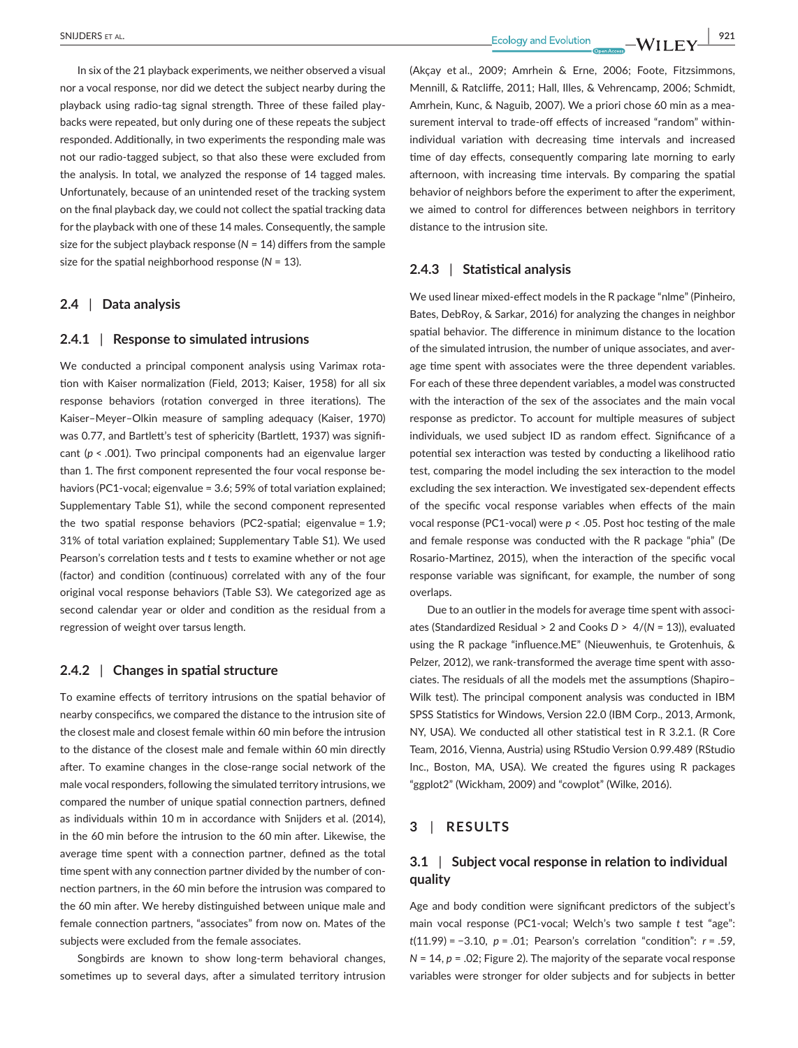In six of the 21 playback experiments, we neither observed a visual nor a vocal response, nor did we detect the subject nearby during the playback using radio-tag signal strength. Three of these failed playbacks were repeated, but only during one of these repeats the subject responded. Additionally, in two experiments the responding male was not our radio-tagged subject, so that also these were excluded from the analysis. In total, we analyzed the response of 14 tagged males. Unfortunately, because of an unintended reset of the tracking system on the final playback day, we could not collect the spatial tracking data for the playback with one of these 14 males. Consequently, the sample size for the subject playback response ($N$ = 14) differs from the sample size for the spatial neighborhood response ($N$ = 13).

## 2.4 | Data analysis

### 2.4.1 | Response to simulated intrusions

We conducted a principal component analysis using Varimax rotation with Kaiser normalization (Field, 2013; Kaiser, 1958) for all six response behaviors (rotation converged in three iterations). The Kaiser–Meyer–Olkin measure of sampling adequacy (Kaiser, 1970) was 0.77, and Bartlett's test of sphericity (Bartlett, 1937) was significant ($p < .001$). Two principal components had an eigenvalue larger than 1. The first component represented the four vocal response behaviors (PC1-vocal; eigenvalue = 3.6; 59% of total variation explained; Supplementary Table S1), while the second component represented the two spatial response behaviors (PC2-spatial; eigenvalue = 1.9; 31% of total variation explained; Supplementary Table S1). We used Pearson's correlation tests and $t$ tests to examine whether or not age (factor) and condition (continuous) correlated with any of the four original vocal response behaviors (Table S3). We categorized age as second calendar year or older and condition as the residual from a regression of weight over tarsus length.

### 2.4.2 | Changes in spatial structure

To examine effects of territory intrusions on the spatial behavior of nearby conspecifics, we compared the distance to the intrusion site of the closest male and closest female within 60 min before the intrusion to the distance of the closest male and female within 60 min directly after. To examine changes in the close-range social network of the male vocal responders, following the simulated territory intrusions, we compared the number of unique spatial connection partners, defined as individuals within 10 m in accordance with Snijders et al. (2014), in the 60 min before the intrusion to the 60 min after. Likewise, the average time spent with a connection partner, defined as the total time spent with any connection partner divided by the number of connection partners, in the 60 min before the intrusion was compared to the 60 min after. We hereby distinguished between unique male and female connection partners, "associates" from now on. Mates of the subjects were excluded from the female associates.

Songbirds are known to show long-term behavioral changes, sometimes up to several days, after a simulated territory intrusion (Akçay et al., 2009; Amrhein & Erne, 2006; Foote, Fitzsimmons, Mennill, & Ratcliffe, 2011; Hall, Illes, & Vehrencamp, 2006; Schmidt, Amrhein, Kunc, & Naguib, 2007). We a priori chose 60 min as a measurement interval to trade-off effects of increased "random" within-individual variation with decreasing time intervals and increased time of day effects, consequently comparing late morning to early afternoon, with increasing time intervals. By comparing the spatial behavior of neighbors before the experiment to after the experiment, we aimed to control for differences between neighbors in territory distance to the intrusion site.

### 2.4.3 | Statistical analysis

We used linear mixed-effect models in the R package "nlme" (Pinheiro, Bates, DebRoy, & Sarkar, 2016) for analyzing the changes in neighbor spatial behavior. The difference in minimum distance to the location of the simulated intrusion, the number of unique associates, and average time spent with associates were the three dependent variables. For each of these three dependent variables, a model was constructed with the interaction of the sex of the associates and the main vocal response as predictor. To account for multiple measures of subject individuals, we used subject ID as random effect. Significance of a potential sex interaction was tested by conducting a likelihood ratio test, comparing the model including the sex interaction to the model excluding the sex interaction. We investigated sex-dependent effects of the specific vocal response variables when effects of the main vocal response (PC1-vocal) were $p < .05$. Post hoc testing of the male and female response was conducted with the R package "phia" (De Rosario-Martinez, 2015), when the interaction of the specific vocal response variable was significant, for example, the number of song overlaps.

Due to an outlier in the models for average time spent with associates (Standardized Residual > 2 and Cooks $D > 4/(N = 13)$), evaluated using the R package "influence.ME" (Nieuwenhuis, te Grotenhuis, & Pelzer, 2012), we rank-transformed the average time spent with associates. The residuals of all the models met the assumptions (Shapiro–Wilk test). The principal component analysis was conducted in IBM SPSS Statistics for Windows, Version 22.0 (IBM Corp., 2013, Armonk, NY, USA). We conducted all other statistical test in R 3.2.1. (R Core Team, 2016, Vienna, Austria) using RStudio Version 0.99.489 (RStudio Inc., Boston, MA, USA). We created the figures using R packages "ggplot2" (Wickham, 2009) and "cowplot" (Wilke, 2016).

## 3 | RESULTS

### 3.1 | Subject vocal response in relation to individual quality

Age and body condition were significant predictors of the subject's main vocal response (PC1-vocal; Welch's two sample $t$ test "age": $t(11.99) = -3.10$, $p = .01$; Pearson's correlation "condition": $r = .59$, $N = 14$, $p = .02$; Figure 2). The majority of the separate vocal response variables were stronger for older subjects and for subjects in better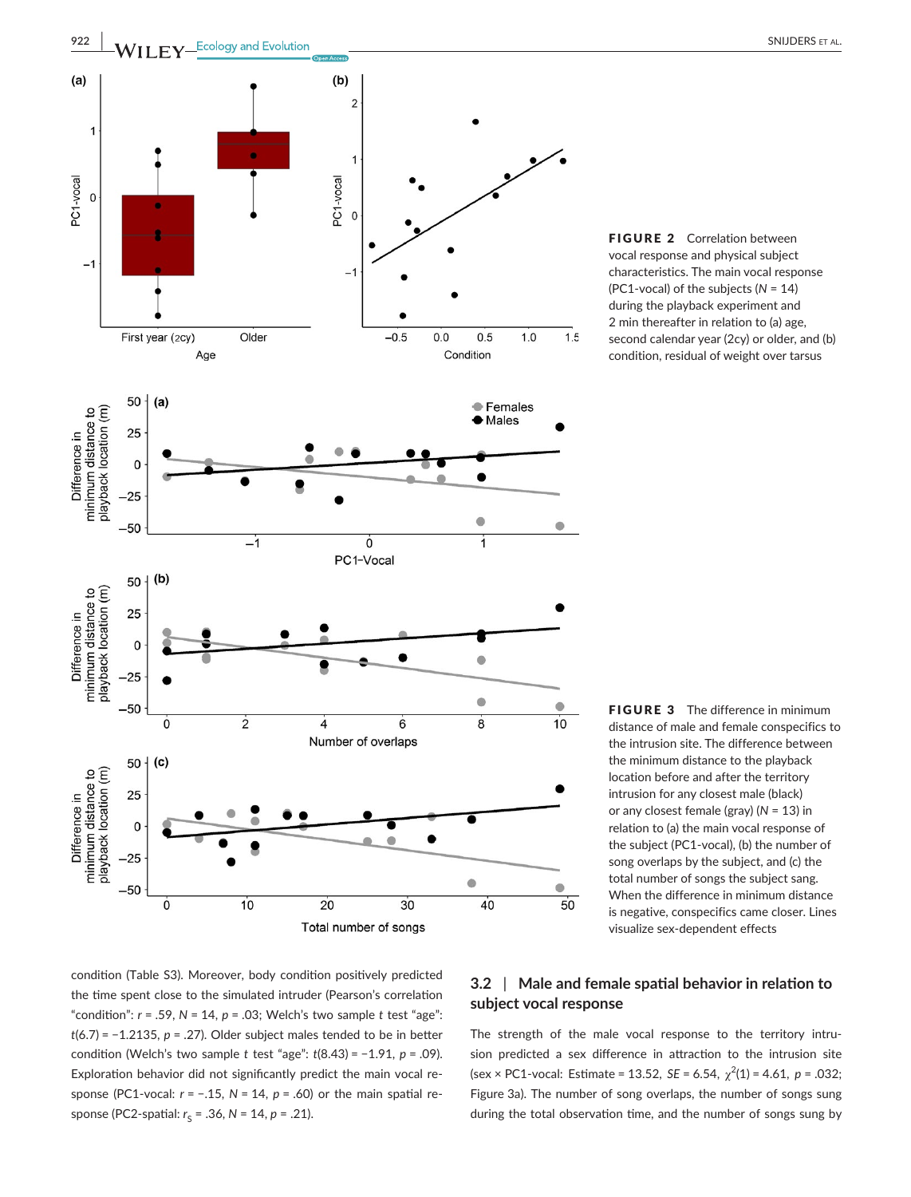**FIGURE 2** Correlation between vocal response and physical subject characteristics. The main vocal response (PC1-vocal) of the subjects ($N = 14$) during the playback experiment and 2 min thereafter in relation to (a) age, second calendar year (2cy) or older, and (b) condition, residual of weight over tarsus

**FIGURE 3** The difference in minimum distance of male and female conspecifics to the intrusion site. The difference between the minimum distance to the playback location before and after the territory intrusion for any closest male (black) or any closest female (gray) ($N = 13$) in relation to (a) the main vocal response of the subject (PC1-vocal), (b) the number of song overlaps by the subject, and (c) the total number of songs the subject sang. When the difference in minimum distance is negative, conspecifics came closer. Lines visualize sex-dependent effects

condition (Table S3). Moreover, body condition positively predicted the time spent close to the simulated intruder (Pearson's correlation "condition": $r = .59$, $N = 14$, $p = .03$; Welch's two sample *t* test "age": $t(6.7) = -1.2135$, $p = .27$). Older subject males tended to be in better condition (Welch's two sample *t* test "age": $t(8.43) = -1.91$, $p = .09$). Exploration behavior did not significantly predict the main vocal response (PC1-vocal: $r = -.15$, $N = 14$, $p = .60$) or the main spatial response (PC2-spatial: $r_s = .36$, $N = 14$, $p = .21$).

## 3.2 | Male and female spatial behavior in relation to subject vocal response

The strength of the male vocal response to the territory intrusion predicted a sex difference in attraction to the intrusion site (sex × PC1-vocal: Estimate = 13.52, *SE* = 6.54, $\chi^2(1) = 4.61$, $p = .032$; Figure 3a). The number of song overlaps, the number of songs sung during the total observation time, and the number of songs sung by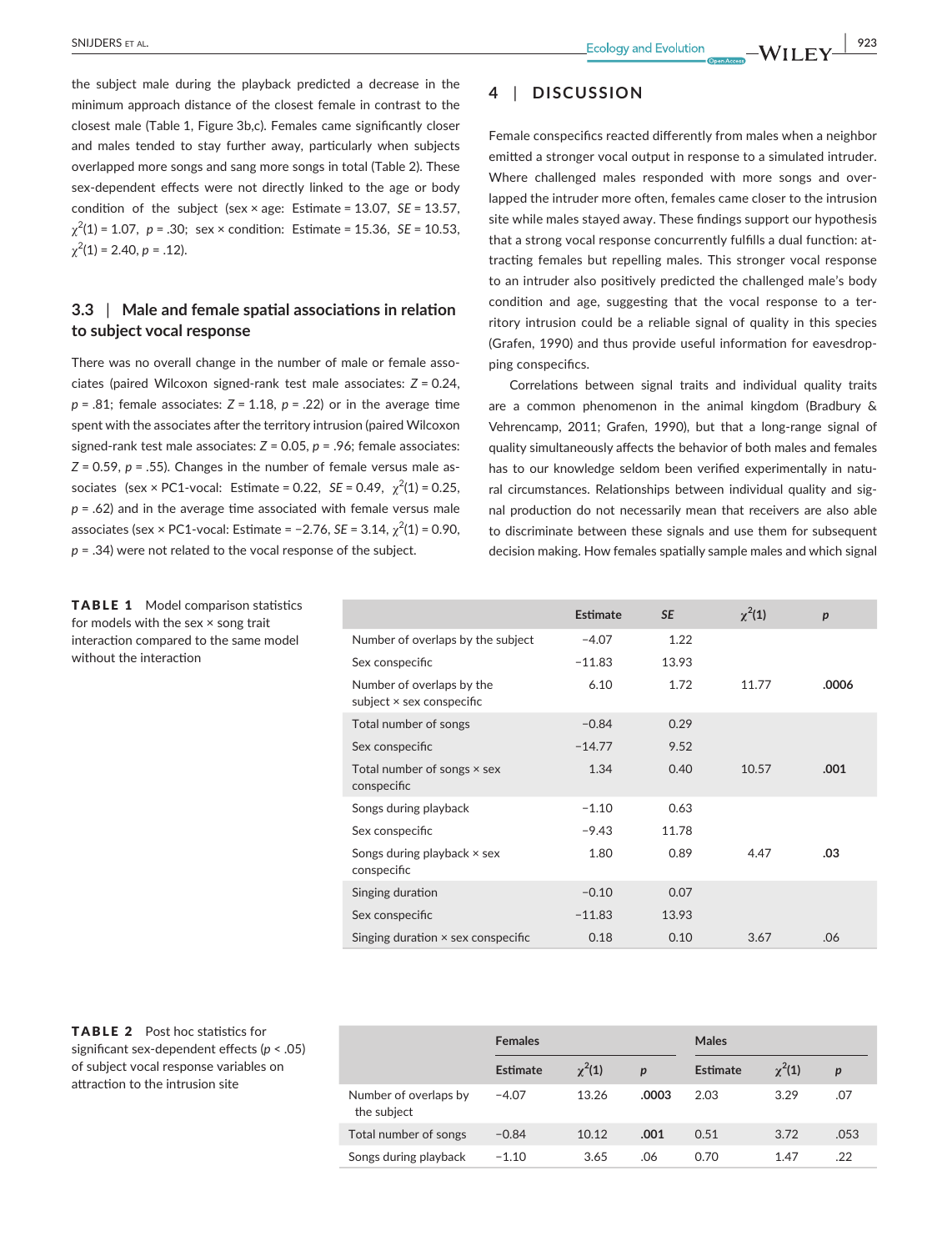the subject male during the playback predicted a decrease in the minimum approach distance of the closest female in contrast to the closest male (Table 1, Figure 3b,c). Females came significantly closer and males tended to stay further away, particularly when subjects overlapped more songs and sang more songs in total (Table 2). These sex-dependent effects were not directly linked to the age or body condition of the subject (sex × age: Estimate = 13.07, *SE* = 13.57, $\chi^2(1) = 1.07$, $p = .30$; sex × condition: Estimate = 15.36, *SE* = 10.53, $\chi^2(1) = 2.40$, $p = .12$).

### 3.3 | Male and female spatial associations in relation to subject vocal response

There was no overall change in the number of male or female associates (paired Wilcoxon signed-rank test male associates: $Z = 0.24$, $p = .81$; female associates: $Z = 1.18$, $p = .22$) or in the average time spent with the associates after the territory intrusion (paired Wilcoxon signed-rank test male associates: $Z = 0.05$, $p = .96$; female associates: $Z = 0.59$, $p = .55$). Changes in the number of female versus male associates (sex × PC1-vocal: Estimate = 0.22, *SE* = 0.49, $\chi^2(1) = 0.25$, $p = .62$) and in the average time associated with female versus male associates (sex × PC1-vocal: Estimate = −2.76, *SE* = 3.14, $\chi^2(1) = 0.90$, $p = .34$) were not related to the vocal response of the subject.

## 4 | DISCUSSION

Female conspecifics reacted differently from males when a neighbor emitted a stronger vocal output in response to a simulated intruder. Where challenged males responded with more songs and overlapped the intruder more often, females came closer to the intrusion site while males stayed away. These findings support our hypothesis that a strong vocal response concurrently fulfills a dual function: attracting females but repelling males. This stronger vocal response to an intruder also positively predicted the challenged male's body condition and age, suggesting that the vocal response to a territory intrusion could be a reliable signal of quality in this species (Grafen, 1990) and thus provide useful information for eavesdropping conspecifics.

Correlations between signal traits and individual quality traits are a common phenomenon in the animal kingdom (Bradbury & Vehrencamp, 2011; Grafen, 1990), but that a long-range signal of quality simultaneously affects the behavior of both males and females has to our knowledge seldom been verified experimentally in natural circumstances. Relationships between individual quality and signal production do not necessarily mean that receivers are also able to discriminate between these signals and use them for subsequent decision making. How females spatially sample males and which signal

**TABLE 1** Model comparison statistics for models with the sex × song trait interaction compared to the same model without the interaction

| | Estimate | *SE* | $\chi^2(1)$ | *p* |
|---|---|---|---|---|
| Number of overlaps by the subject | −4.07 | 1.22 | | |
| Sex conspecific | −11.83 | 13.93 | | |
| Number of overlaps by the subject × sex conspecific | 6.10 | 1.72 | 11.77 | **.0006** |
| Total number of songs | −0.84 | 0.29 | | |
| Sex conspecific | −14.77 | 9.52 | | |
| Total number of songs × sex conspecific | 1.34 | 0.40 | 10.57 | **.001** |
| Songs during playback | −1.10 | 0.63 | | |
| Sex conspecific | −9.43 | 11.78 | | |
| Songs during playback × sex conspecific | 1.80 | 0.89 | 4.47 | **.03** |
| Singing duration | −0.10 | 0.07 | | |
| Sex conspecific | −11.83 | 13.93 | | |
| Singing duration × sex conspecific | 0.18 | 0.10 | 3.67 | .06 |

**TABLE 2** Post hoc statistics for significant sex-dependent effects ($p < .05$) of subject vocal response variables on attraction to the intrusion site

| | Females | | | Males | | |
|---|---|---|---|---|---|---|
| | Estimate | $\chi^2(1)$ | *p* | Estimate | $\chi^2(1)$ | *p* |
| Number of overlaps by the subject | −4.07 | 13.26 | **.0003** | 2.03 | 3.29 | .07 |
| Total number of songs | −0.84 | 10.12 | **.001** | 0.51 | 3.72 | .053 |
| Songs during playback | −1.10 | 3.65 | .06 | 0.70 | 1.47 | .22 |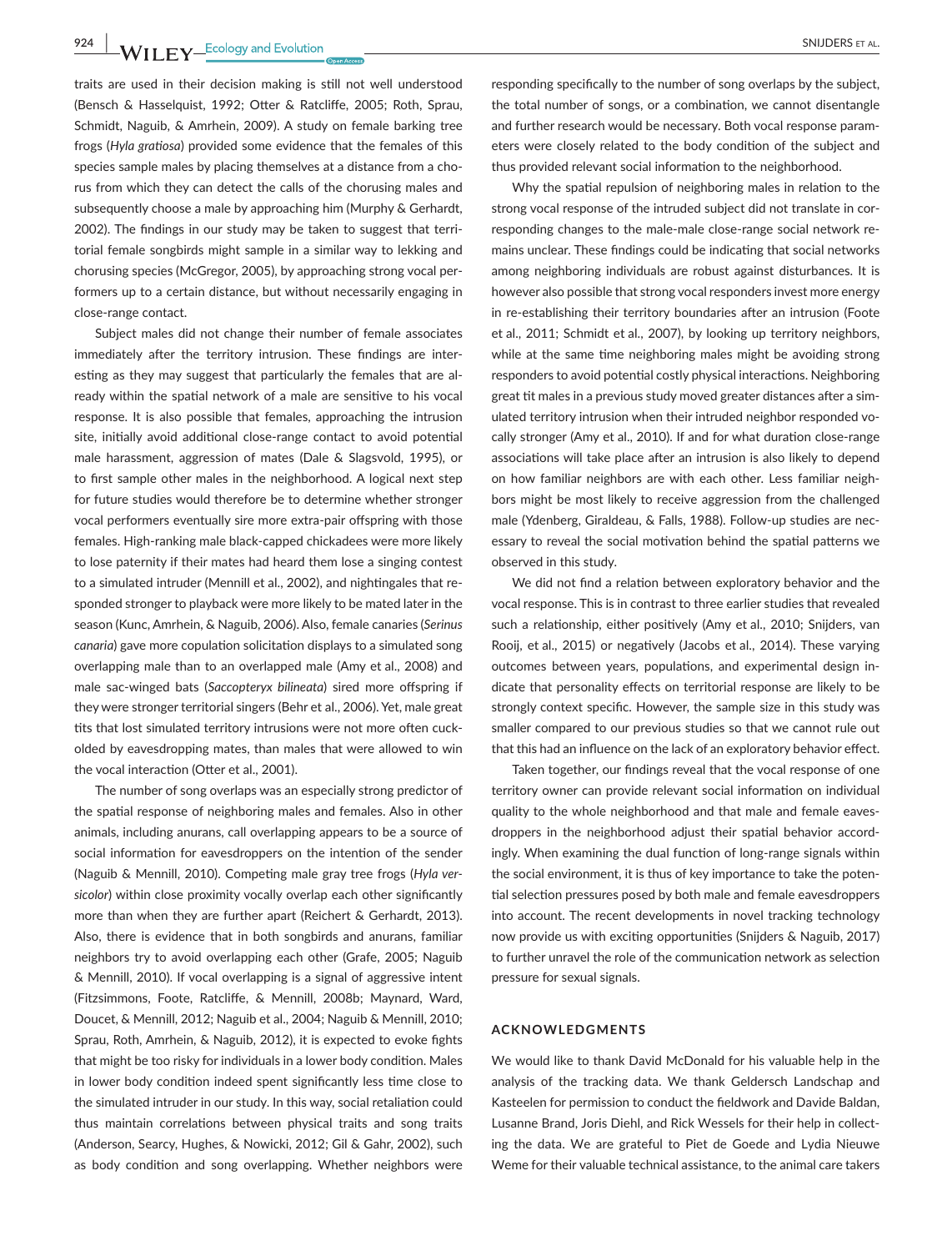traits are used in their decision making is still not well understood (Bensch & Hasselquist, 1992; Otter & Ratcliffe, 2005; Roth, Sprau, Schmidt, Naguib, & Amrhein, 2009). A study on female barking tree frogs (*Hyla gratiosa*) provided some evidence that the females of this species sample males by placing themselves at a distance from a chorus from which they can detect the calls of the chorusing males and subsequently choose a male by approaching him (Murphy & Gerhardt, 2002). The findings in our study may be taken to suggest that territorial female songbirds might sample in a similar way to lekking and chorusing species (McGregor, 2005), by approaching strong vocal performers up to a certain distance, but without necessarily engaging in close-range contact.

Subject males did not change their number of female associates immediately after the territory intrusion. These findings are interesting as they may suggest that particularly the females that are already within the spatial network of a male are sensitive to his vocal response. It is also possible that females, approaching the intrusion site, initially avoid additional close-range contact to avoid potential male harassment, aggression of mates (Dale & Slagsvold, 1995), or to first sample other males in the neighborhood. A logical next step for future studies would therefore be to determine whether stronger vocal performers eventually sire more extra-pair offspring with those females. High-ranking male black-capped chickadees were more likely to lose paternity if their mates had heard them lose a singing contest to a simulated intruder (Mennill et al., 2002), and nightingales that responded stronger to playback were more likely to be mated later in the season (Kunc, Amrhein, & Naguib, 2006). Also, female canaries (*Serinus canaria*) gave more copulation solicitation displays to a simulated song overlapping male than to an overlapped male (Amy et al., 2008) and male sac-winged bats (*Saccopteryx bilineata*) sired more offspring if they were stronger territorial singers (Behr et al., 2006). Yet, male great tits that lost simulated territory intrusions were not more often cuckolded by eavesdropping mates, than males that were allowed to win the vocal interaction (Otter et al., 2001).

The number of song overlaps was an especially strong predictor of the spatial response of neighboring males and females. Also in other animals, including anurans, call overlapping appears to be a source of social information for eavesdroppers on the intention of the sender (Naguib & Mennill, 2010). Competing male gray tree frogs (*Hyla versicolor*) within close proximity vocally overlap each other significantly more than when they are further apart (Reichert & Gerhardt, 2013). Also, there is evidence that in both songbirds and anurans, familiar neighbors try to avoid overlapping each other (Grafe, 2005; Naguib & Mennill, 2010). If vocal overlapping is a signal of aggressive intent (Fitzsimmons, Foote, Ratcliffe, & Mennill, 2008b; Maynard, Ward, Doucet, & Mennill, 2012; Naguib et al., 2004; Naguib & Mennill, 2010; Sprau, Roth, Amrhein, & Naguib, 2012), it is expected to evoke fights that might be too risky for individuals in a lower body condition. Males in lower body condition indeed spent significantly less time close to the simulated intruder in our study. In this way, social retaliation could thus maintain correlations between physical traits and song traits (Anderson, Searcy, Hughes, & Nowicki, 2012; Gil & Gahr, 2002), such as body condition and song overlapping. Whether neighbors were responding specifically to the number of song overlaps by the subject, the total number of songs, or a combination, we cannot disentangle and further research would be necessary. Both vocal response parameters were closely related to the body condition of the subject and thus provided relevant social information to the neighborhood.

Why the spatial repulsion of neighboring males in relation to the strong vocal response of the intruded subject did not translate in corresponding changes to the male-male close-range social network remains unclear. These findings could be indicating that social networks among neighboring individuals are robust against disturbances. It is however also possible that strong vocal responders invest more energy in re-establishing their territory boundaries after an intrusion (Foote et al., 2011; Schmidt et al., 2007), by looking up territory neighbors, while at the same time neighboring males might be avoiding strong responders to avoid potential costly physical interactions. Neighboring great tit males in a previous study moved greater distances after a simulated territory intrusion when their intruded neighbor responded vocally stronger (Amy et al., 2010). If and for what duration close-range associations will take place after an intrusion is also likely to depend on how familiar neighbors are with each other. Less familiar neighbors might be most likely to receive aggression from the challenged male (Ydenberg, Giraldeau, & Falls, 1988). Follow-up studies are necessary to reveal the social motivation behind the spatial patterns we observed in this study.

We did not find a relation between exploratory behavior and the vocal response. This is in contrast to three earlier studies that revealed such a relationship, either positively (Amy et al., 2010; Snijders, van Rooij, et al., 2015) or negatively (Jacobs et al., 2014). These varying outcomes between years, populations, and experimental design indicate that personality effects on territorial response are likely to be strongly context specific. However, the sample size in this study was smaller compared to our previous studies so that we cannot rule out that this had an influence on the lack of an exploratory behavior effect.

Taken together, our findings reveal that the vocal response of one territory owner can provide relevant social information on individual quality to the whole neighborhood and that male and female eavesdroppers in the neighborhood adjust their spatial behavior accordingly. When examining the dual function of long-range signals within the social environment, it is thus of key importance to take the potential selection pressures posed by both male and female eavesdroppers into account. The recent developments in novel tracking technology now provide us with exciting opportunities (Snijders & Naguib, 2017) to further unravel the role of the communication network as selection pressure for sexual signals.

## ACKNOWLEDGMENTS

We would like to thank David McDonald for his valuable help in the analysis of the tracking data. We thank Geldersch Landschap and Kasteelen for permission to conduct the fieldwork and Davide Baldan, Lusanne Brand, Joris Diehl, and Rick Wessels for their help in collecting the data. We are grateful to Piet de Goede and Lydia Nieuwe Weme for their valuable technical assistance, to the animal care takers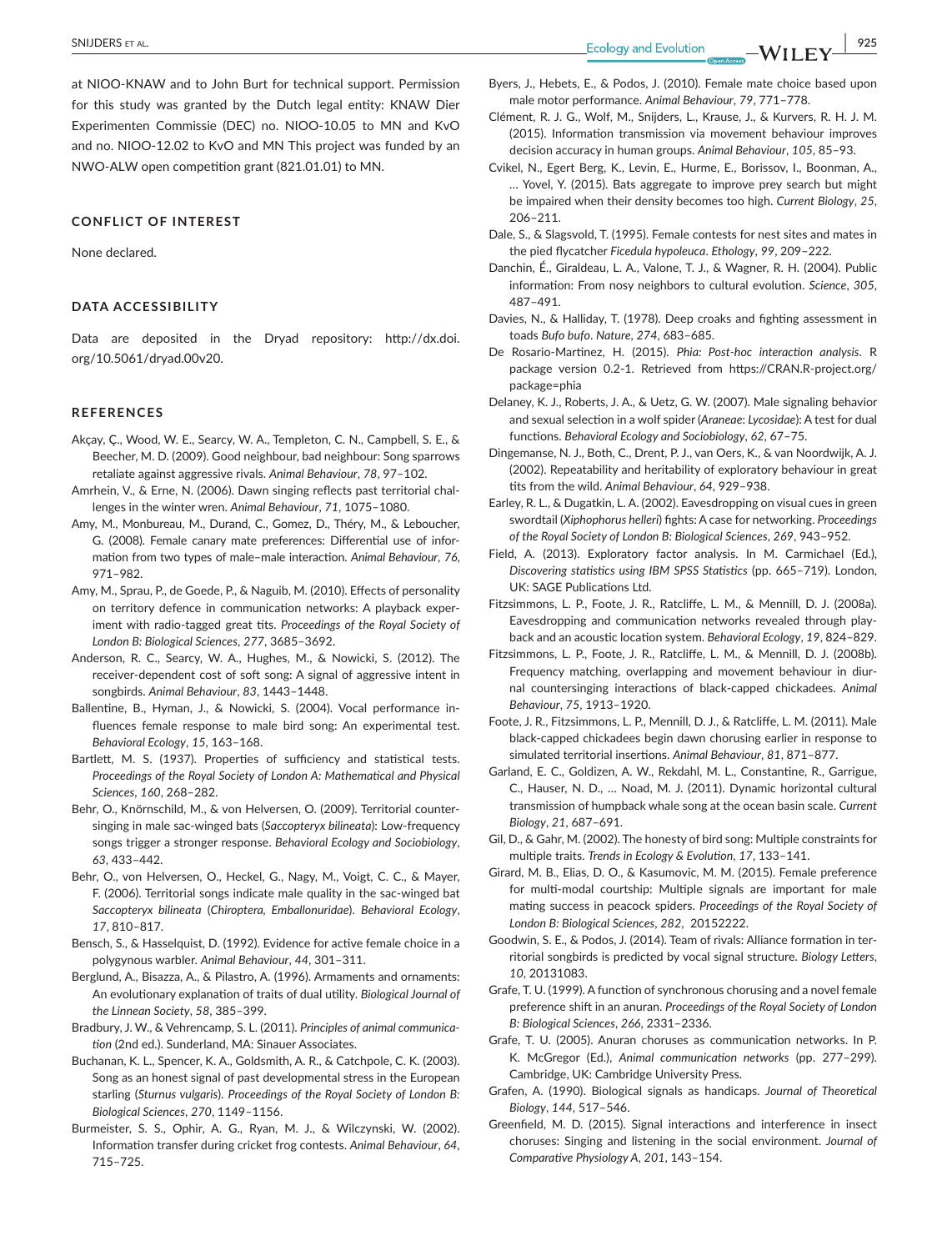at NIOO-KNAW and to John Burt for technical support. Permission for this study was granted by the Dutch legal entity: KNAW Dier Experimenten Commissie (DEC) no. NIOO-10.05 to MN and KvO and no. NIOO-12.02 to KvO and MN This project was funded by an NWO-ALW open competition grant (821.01.01) to MN.

## CONFLICT OF INTEREST

None declared.

## DATA ACCESSIBILITY

Data are deposited in the Dryad repository: http://dx.doi.org/10.5061/dryad.00v20.

## REFERENCES

Akçay, Ç., Wood, W. E., Searcy, W. A., Templeton, C. N., Campbell, S. E., & Beecher, M. D. (2009). Good neighbour, bad neighbour: Song sparrows retaliate against aggressive rivals. *Animal Behaviour*, *78*, 97–102.

Amrhein, V., & Erne, N. (2006). Dawn singing reflects past territorial challenges in the winter wren. *Animal Behaviour*, *71*, 1075–1080.

Amy, M., Monbureau, M., Durand, C., Gomez, D., Théry, M., & Leboucher, G. (2008). Female canary mate preferences: Differential use of information from two types of male–male interaction. *Animal Behaviour*, *76*, 971–982.

Amy, M., Sprau, P., de Goede, P., & Naguib, M. (2010). Effects of personality on territory defence in communication networks: A playback experiment with radio-tagged great tits. *Proceedings of the Royal Society of London B: Biological Sciences*, *277*, 3685–3692.

Anderson, R. C., Searcy, W. A., Hughes, M., & Nowicki, S. (2012). The receiver-dependent cost of soft song: A signal of aggressive intent in songbirds. *Animal Behaviour*, *83*, 1443–1448.

Ballentine, B., Hyman, J., & Nowicki, S. (2004). Vocal performance influences female response to male bird song: An experimental test. *Behavioral Ecology*, *15*, 163–168.

Bartlett, M. S. (1937). Properties of sufficiency and statistical tests. *Proceedings of the Royal Society of London A: Mathematical and Physical Sciences*, *160*, 268–282.

Behr, O., Knörnschild, M., & von Helversen, O. (2009). Territorial countersinging in male sac-winged bats (*Saccopteryx bilineata*): Low-frequency songs trigger a stronger response. *Behavioral Ecology and Sociobiology*, *63*, 433–442.

Behr, O., von Helversen, O., Heckel, G., Nagy, M., Voigt, C. C., & Mayer, F. (2006). Territorial songs indicate male quality in the sac-winged bat *Saccopteryx bilineata* (*Chiroptera, Emballonuridae*). *Behavioral Ecology*, *17*, 810–817.

Bensch, S., & Hasselquist, D. (1992). Evidence for active female choice in a polygynous warbler. *Animal Behaviour*, *44*, 301–311.

Berglund, A., Bisazza, A., & Pilastro, A. (1996). Armaments and ornaments: An evolutionary explanation of traits of dual utility. *Biological Journal of the Linnean Society*, *58*, 385–399.

Bradbury, J. W., & Vehrencamp, S. L. (2011). *Principles of animal communication* (2nd ed.). Sunderland, MA: Sinauer Associates.

Buchanan, K. L., Spencer, K. A., Goldsmith, A. R., & Catchpole, C. K. (2003). Song as an honest signal of past developmental stress in the European starling (*Sturnus vulgaris*). *Proceedings of the Royal Society of London B: Biological Sciences*, *270*, 1149–1156.

Burmeister, S. S., Ophir, A. G., Ryan, M. J., & Wilczynski, W. (2002). Information transfer during cricket frog contests. *Animal Behaviour*, *64*, 715–725.

Byers, J., Hebets, E., & Podos, J. (2010). Female mate choice based upon male motor performance. *Animal Behaviour*, *79*, 771–778.

Clément, R. J. G., Wolf, M., Snijders, L., Krause, J., & Kurvers, R. H. J. M. (2015). Information transmission via movement behaviour improves decision accuracy in human groups. *Animal Behaviour*, *105*, 85–93.

Cvikel, N., Egert Berg, K., Levin, E., Hurme, E., Borissov, I., Boonman, A., … Yovel, Y. (2015). Bats aggregate to improve prey search but might be impaired when their density becomes too high. *Current Biology*, *25*, 206–211.

Dale, S., & Slagsvold, T. (1995). Female contests for nest sites and mates in the pied flycatcher *Ficedula hypoleuca*. *Ethology*, *99*, 209–222.

Danchin, É., Giraldeau, L. A., Valone, T. J., & Wagner, R. H. (2004). Public information: From nosy neighbors to cultural evolution. *Science*, *305*, 487–491.

Davies, N., & Halliday, T. (1978). Deep croaks and fighting assessment in toads *Bufo bufo*. *Nature*, *274*, 683–685.

De Rosario-Martinez, H. (2015). *Phia: Post-hoc interaction analysis*. R package version 0.2-1. Retrieved from https://CRAN.R-project.org/package=phia

Delaney, K. J., Roberts, J. A., & Uetz, G. W. (2007). Male signaling behavior and sexual selection in a wolf spider (*Araneae*: *Lycosidae*): A test for dual functions. *Behavioral Ecology and Sociobiology*, *62*, 67–75.

Dingemanse, N. J., Both, C., Drent, P. J., van Oers, K., & van Noordwijk, A. J. (2002). Repeatability and heritability of exploratory behaviour in great tits from the wild. *Animal Behaviour*, *64*, 929–938.

Earley, R. L., & Dugatkin, L. A. (2002). Eavesdropping on visual cues in green swordtail (*Xiphophorus helleri*) fights: A case for networking. *Proceedings of the Royal Society of London B: Biological Sciences*, *269*, 943–952.

Field, A. (2013). Exploratory factor analysis. In M. Carmichael (Ed.), *Discovering statistics using IBM SPSS Statistics* (pp. 665–719). London, UK: SAGE Publications Ltd.

Fitzsimmons, L. P., Foote, J. R., Ratcliffe, L. M., & Mennill, D. J. (2008a). Eavesdropping and communication networks revealed through playback and an acoustic location system. *Behavioral Ecology*, *19*, 824–829.

Fitzsimmons, L. P., Foote, J. R., Ratcliffe, L. M., & Mennill, D. J. (2008b). Frequency matching, overlapping and movement behaviour in diurnal countersinging interactions of black-capped chickadees. *Animal Behaviour*, *75*, 1913–1920.

Foote, J. R., Fitzsimmons, L. P., Mennill, D. J., & Ratcliffe, L. M. (2011). Male black-capped chickadees begin dawn chorusing earlier in response to simulated territorial insertions. *Animal Behaviour*, *81*, 871–877.

Garland, E. C., Goldizen, A. W., Rekdahl, M. L., Constantine, R., Garrigue, C., Hauser, N. D., … Noad, M. J. (2011). Dynamic horizontal cultural transmission of humpback whale song at the ocean basin scale. *Current Biology*, *21*, 687–691.

Gil, D., & Gahr, M. (2002). The honesty of bird song: Multiple constraints for multiple traits. *Trends in Ecology & Evolution*, *17*, 133–141.

Girard, M. B., Elias, D. O., & Kasumovic, M. M. (2015). Female preference for multi-modal courtship: Multiple signals are important for male mating success in peacock spiders. *Proceedings of the Royal Society of London B: Biological Sciences*, *282*, 20152222.

Goodwin, S. E., & Podos, J. (2014). Team of rivals: Alliance formation in territorial songbirds is predicted by vocal signal structure. *Biology Letters*, *10*, 20131083.

Grafe, T. U. (1999). A function of synchronous chorusing and a novel female preference shift in an anuran. *Proceedings of the Royal Society of London B: Biological Sciences*, *266*, 2331–2336.

Grafe, T. U. (2005). Anuran choruses as communication networks. In P. K. McGregor (Ed.), *Animal communication networks* (pp. 277–299). Cambridge, UK: Cambridge University Press.

Grafen, A. (1990). Biological signals as handicaps. *Journal of Theoretical Biology*, *144*, 517–546.

Greenfield, M. D. (2015). Signal interactions and interference in insect choruses: Singing and listening in the social environment. *Journal of Comparative Physiology A*, *201*, 143–154.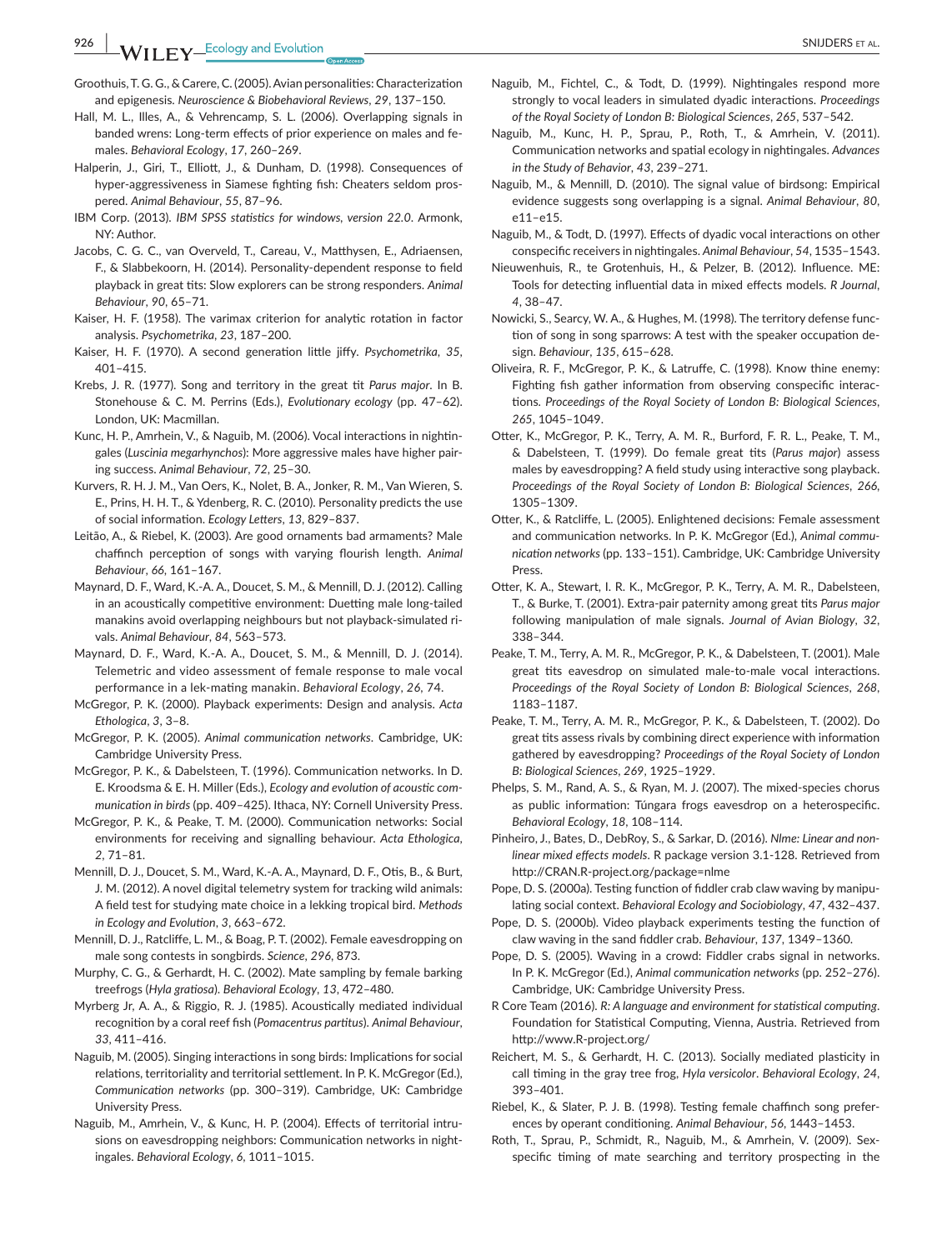Groothuis, T. G. G., & Carere, C. (2005). Avian personalities: Characterization and epigenesis. *Neuroscience & Biobehavioral Reviews*, *29*, 137–150.

Hall, M. L., Illes, A., & Vehrencamp, S. L. (2006). Overlapping signals in banded wrens: Long-term effects of prior experience on males and females. *Behavioral Ecology*, *17*, 260–269.

Halperin, J., Giri, T., Elliott, J., & Dunham, D. (1998). Consequences of hyper-aggressiveness in Siamese fighting fish: Cheaters seldom prospered. *Animal Behaviour*, *55*, 87–96.

IBM Corp. (2013). *IBM SPSS statistics for windows, version 22.0*. Armonk, NY: Author.

Jacobs, C. G. C., van Overveld, T., Careau, V., Matthysen, E., Adriaensen, F., & Slabbekoorn, H. (2014). Personality-dependent response to field playback in great tits: Slow explorers can be strong responders. *Animal Behaviour*, *90*, 65–71.

Kaiser, H. F. (1958). The varimax criterion for analytic rotation in factor analysis. *Psychometrika*, *23*, 187–200.

Kaiser, H. F. (1970). A second generation little jiffy. *Psychometrika*, *35*, 401–415.

Krebs, J. R. (1977). Song and territory in the great tit *Parus major*. In B. Stonehouse & C. M. Perrins (Eds.), *Evolutionary ecology* (pp. 47–62). London, UK: Macmillan.

Kunc, H. P., Amrhein, V., & Naguib, M. (2006). Vocal interactions in nightingales (*Luscinia megarhynchos*): More aggressive males have higher pairing success. *Animal Behaviour*, *72*, 25–30.

Kurvers, R. H. J. M., Van Oers, K., Nolet, B. A., Jonker, R. M., Van Wieren, S. E., Prins, H. H. T., & Ydenberg, R. C. (2010). Personality predicts the use of social information. *Ecology Letters*, *13*, 829–837.

Leitão, A., & Riebel, K. (2003). Are good ornaments bad armaments? Male chaffinch perception of songs with varying flourish length. *Animal Behaviour*, *66*, 161–167.

Maynard, D. F., Ward, K.-A. A., Doucet, S. M., & Mennill, D. J. (2012). Calling in an acoustically competitive environment: Duetting male long-tailed manakins avoid overlapping neighbours but not playback-simulated rivals. *Animal Behaviour*, *84*, 563–573.

Maynard, D. F., Ward, K.-A. A., Doucet, S. M., & Mennill, D. J. (2014). Telemetric and video assessment of female response to male vocal performance in a lek-mating manakin. *Behavioral Ecology*, *26*, 74.

McGregor, P. K. (2000). Playback experiments: Design and analysis. *Acta Ethologica*, *3*, 3–8.

McGregor, P. K. (2005). *Animal communication networks*. Cambridge, UK: Cambridge University Press.

McGregor, P. K., & Dabelsteen, T. (1996). Communication networks. In D. E. Kroodsma & E. H. Miller (Eds.), *Ecology and evolution of acoustic communication in birds* (pp. 409–425). Ithaca, NY: Cornell University Press.

McGregor, P. K., & Peake, T. M. (2000). Communication networks: Social environments for receiving and signalling behaviour. *Acta Ethologica*, *2*, 71–81.

Mennill, D. J., Doucet, S. M., Ward, K.-A. A., Maynard, D. F., Otis, B., & Burt, J. M. (2012). A novel digital telemetry system for tracking wild animals: A field test for studying mate choice in a lekking tropical bird. *Methods in Ecology and Evolution*, *3*, 663–672.

Mennill, D. J., Ratcliffe, L. M., & Boag, P. T. (2002). Female eavesdropping on male song contests in songbirds. *Science*, *296*, 873.

Murphy, C. G., & Gerhardt, H. C. (2002). Mate sampling by female barking treefrogs (*Hyla gratiosa*). *Behavioral Ecology*, *13*, 472–480.

Myrberg Jr, A. A., & Riggio, R. J. (1985). Acoustically mediated individual recognition by a coral reef fish (*Pomacentrus partitus*). *Animal Behaviour*, *33*, 411–416.

Naguib, M. (2005). Singing interactions in song birds: Implications for social relations, territoriality and territorial settlement. In P. K. McGregor (Ed.), *Communication networks* (pp. 300–319). Cambridge, UK: Cambridge University Press.

Naguib, M., Amrhein, V., & Kunc, H. P. (2004). Effects of territorial intrusions on eavesdropping neighbors: Communication networks in nightingales. *Behavioral Ecology*, *6*, 1011–1015.

Naguib, M., Fichtel, C., & Todt, D. (1999). Nightingales respond more strongly to vocal leaders in simulated dyadic interactions. *Proceedings of the Royal Society of London B: Biological Sciences*, *265*, 537–542.

Naguib, M., Kunc, H. P., Sprau, P., Roth, T., & Amrhein, V. (2011). Communication networks and spatial ecology in nightingales. *Advances in the Study of Behavior*, *43*, 239–271.

Naguib, M., & Mennill, D. J. (2010). The signal value of birdsong: Empirical evidence suggests song overlapping is a signal. *Animal Behaviour*, *80*, e11–e15.

Naguib, M., & Todt, D. (1997). Effects of dyadic vocal interactions on other conspecific receivers in nightingales. *Animal Behaviour*, *54*, 1535–1543.

Nieuwenhuis, R., te Grotenhuis, H., & Pelzer, B. (2012). Influence. ME: Tools for detecting influential data in mixed effects models. *R Journal*, *4*, 38–47.

Nowicki, S., Searcy, W. A., & Hughes, M. (1998). The territory defense function of song in song sparrows: A test with the speaker occupation design. *Behaviour*, *135*, 615–628.

Oliveira, R. F., McGregor, P. K., & Latruffe, C. (1998). Know thine enemy: Fighting fish gather information from observing conspecific interactions. *Proceedings of the Royal Society of London B: Biological Sciences*, *265*, 1045–1049.

Otter, K., McGregor, P. K., Terry, A. M. R., Burford, F. R. L., Peake, T. M., & Dabelsteen, T. (1999). Do female great tits (*Parus major*) assess males by eavesdropping? A field study using interactive song playback. *Proceedings of the Royal Society of London B: Biological Sciences*, *266*, 1305–1309.

Otter, K., & Ratcliffe, L. (2005). Enlightened decisions: Female assessment and communication networks. In P. K. McGregor (Ed.), *Animal communication networks* (pp. 133–151). Cambridge, UK: Cambridge University Press.

Otter, K. A., Stewart, I. R. K., McGregor, P. K., Terry, A. M. R., Dabelsteen, T., & Burke, T. (2001). Extra-pair paternity among great tits *Parus major* following manipulation of male signals. *Journal of Avian Biology*, *32*, 338–344.

Peake, T. M., Terry, A. M. R., McGregor, P. K., & Dabelsteen, T. (2001). Male great tits eavesdrop on simulated male-to-male vocal interactions. *Proceedings of the Royal Society of London B: Biological Sciences*, *268*, 1183–1187.

Peake, T. M., Terry, A. M. R., McGregor, P. K., & Dabelsteen, T. (2002). Do great tits assess rivals by combining direct experience with information gathered by eavesdropping? *Proceedings of the Royal Society of London B: Biological Sciences*, *269*, 1925–1929.

Phelps, S. M., Rand, A. S., & Ryan, M. J. (2007). The mixed-species chorus as public information: Túngara frogs eavesdrop on a heterospecific. *Behavioral Ecology*, *18*, 108–114.

Pinheiro, J., Bates, D., DebRoy, S., & Sarkar, D. (2016). *Nlme: Linear and nonlinear mixed effects models*. R package version 3.1-128. Retrieved from http://CRAN.R-project.org/package=nlme

Pope, D. S. (2000a). Testing function of fiddler crab claw waving by manipulating social context. *Behavioral Ecology and Sociobiology*, *47*, 432–437.

Pope, D. S. (2000b). Video playback experiments testing the function of claw waving in the sand fiddler crab. *Behaviour*, *137*, 1349–1360.

Pope, D. S. (2005). Waving in a crowd: Fiddler crabs signal in networks. In P. K. McGregor (Ed.), *Animal communication networks* (pp. 252–276). Cambridge, UK: Cambridge University Press.

R Core Team (2016). *R: A language and environment for statistical computing*. Foundation for Statistical Computing, Vienna, Austria. Retrieved from http://www.R-project.org/

Reichert, M. S., & Gerhardt, H. C. (2013). Socially mediated plasticity in call timing in the gray tree frog, *Hyla versicolor*. *Behavioral Ecology*, *24*, 393–401.

Riebel, K., & Slater, P. J. B. (1998). Testing female chaffinch song preferences by operant conditioning. *Animal Behaviour*, *56*, 1443–1453.

Roth, T., Sprau, P., Schmidt, R., Naguib, M., & Amrhein, V. (2009). Sex-specific timing of mate searching and territory prospecting in the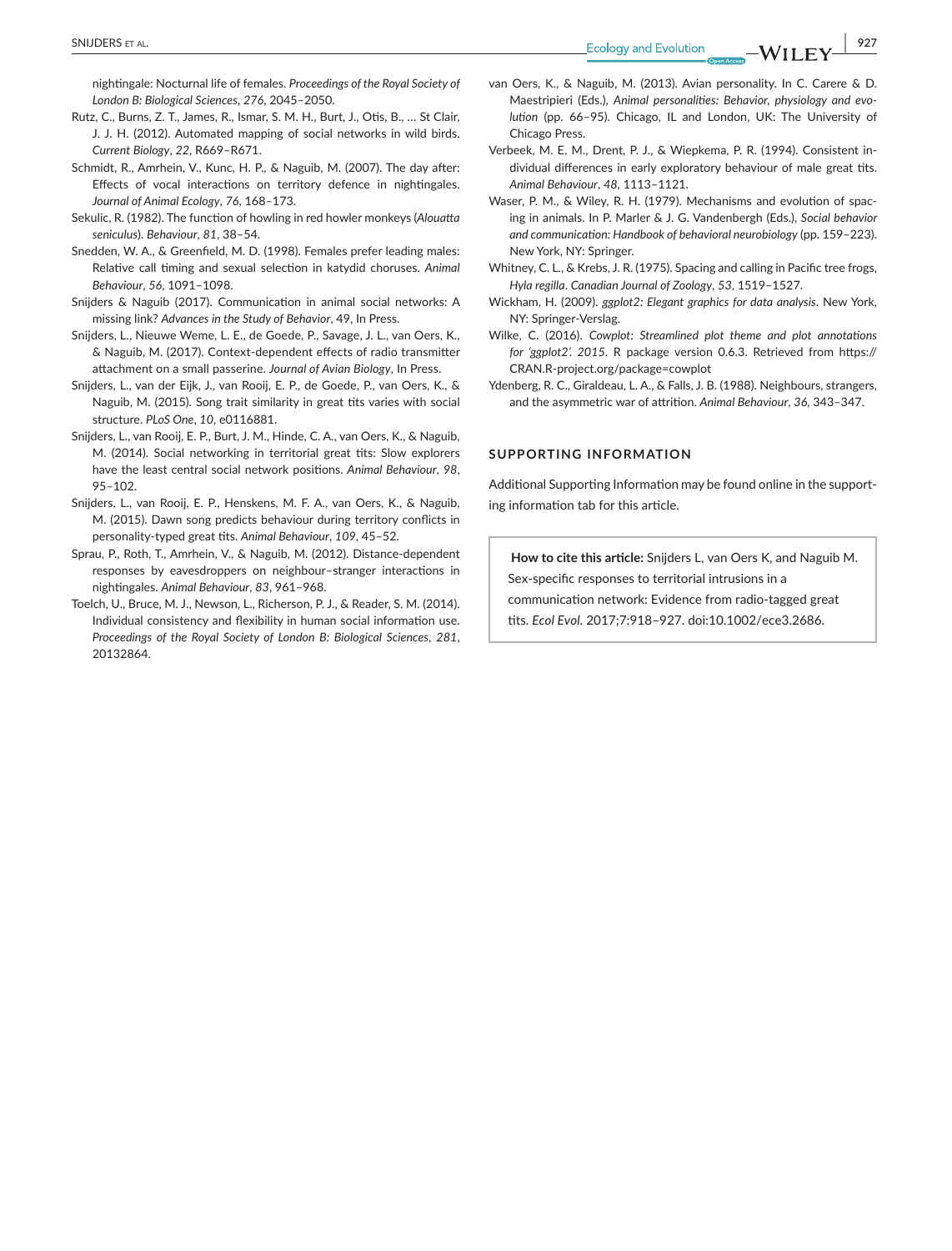nightingale: Nocturnal life of females. *Proceedings of the Royal Society of London B: Biological Sciences*, *276*, 2045–2050.

Rutz, C., Burns, Z. T., James, R., Ismar, S. M. H., Burt, J., Otis, B., … St Clair, J. J. H. (2012). Automated mapping of social networks in wild birds. *Current Biology*, *22*, R669–R671.

Schmidt, R., Amrhein, V., Kunc, H. P., & Naguib, M. (2007). The day after: Effects of vocal interactions on territory defence in nightingales. *Journal of Animal Ecology*, *76*, 168–173.

Sekulic, R. (1982). The function of howling in red howler monkeys (*Alouatta seniculus*). *Behaviour*, *81*, 38–54.

Snedden, W. A., & Greenfield, M. D. (1998). Females prefer leading males: Relative call timing and sexual selection in katydid choruses. *Animal Behaviour*, *56*, 1091–1098.

Snijders & Naguib (2017). Communication in animal social networks: A missing link? *Advances in the Study of Behavior*, 49, In Press.

Snijders, L., Nieuwe Weme, L. E., de Goede, P., Savage, J. L., van Oers, K., & Naguib, M. (2017). Context-dependent effects of radio transmitter attachment on a small passerine. *Journal of Avian Biology*, In Press.

Snijders, L., van der Eijk, J., van Rooij, E. P., de Goede, P., van Oers, K., & Naguib, M. (2015). Song trait similarity in great tits varies with social structure. *PLoS One*, *10*, e0116881.

Snijders, L., van Rooij, E. P., Burt, J. M., Hinde, C. A., van Oers, K., & Naguib, M. (2014). Social networking in territorial great tits: Slow explorers have the least central social network positions. *Animal Behaviour*, *98*, 95–102.

Snijders, L., van Rooij, E. P., Henskens, M. F. A., van Oers, K., & Naguib, M. (2015). Dawn song predicts behaviour during territory conflicts in personality-typed great tits. *Animal Behaviour*, *109*, 45–52.

Sprau, P., Roth, T., Amrhein, V., & Naguib, M. (2012). Distance-dependent responses by eavesdroppers on neighbour–stranger interactions in nightingales. *Animal Behaviour*, *83*, 961–968.

Toelch, U., Bruce, M. J., Newson, L., Richerson, P. J., & Reader, S. M. (2014). Individual consistency and flexibility in human social information use. *Proceedings of the Royal Society of London B: Biological Sciences*, *281*, 20132864.

van Oers, K., & Naguib, M. (2013). Avian personality. In C. Carere & D. Maestripieri (Eds.), *Animal personalities: Behavior, physiology and evolution* (pp. 66–95). Chicago, IL and London, UK: The University of Chicago Press.

Verbeek, M. E. M., Drent, P. J., & Wiepkema, P. R. (1994). Consistent individual differences in early exploratory behaviour of male great tits. *Animal Behaviour*, *48*, 1113–1121.

Waser, P. M., & Wiley, R. H. (1979). Mechanisms and evolution of spacing in animals. In P. Marler & J. G. Vandenbergh (Eds.), *Social behavior and communication: Handbook of behavioral neurobiology* (pp. 159–223). New York, NY: Springer.

Whitney, C. L., & Krebs, J. R. (1975). Spacing and calling in Pacific tree frogs, *Hyla regilla*. *Canadian Journal of Zoology*, *53*, 1519–1527.

Wickham, H. (2009). *ggplot2: Elegant graphics for data analysis*. New York, NY: Springer-Verlag.

Wilke, C. (2016). *Cowplot: Streamlined plot theme and plot annotations for 'ggplot2'. 2015*. R package version 0.6.3. Retrieved from https://CRAN.R-project.org/package=cowplot

Ydenberg, R. C., Giraldeau, L. A., & Falls, J. B. (1988). Neighbours, strangers, and the asymmetric war of attrition. *Animal Behaviour*, *36*, 343–347.

## SUPPORTING INFORMATION

Additional Supporting Information may be found online in the supporting information tab for this article.

**How to cite this article:** Snijders L, van Oers K, and Naguib M. Sex-specific responses to territorial intrusions in a communication network: Evidence from radio-tagged great tits. *Ecol Evol*. 2017;7:918–927. doi:10.1002/ece3.2686.